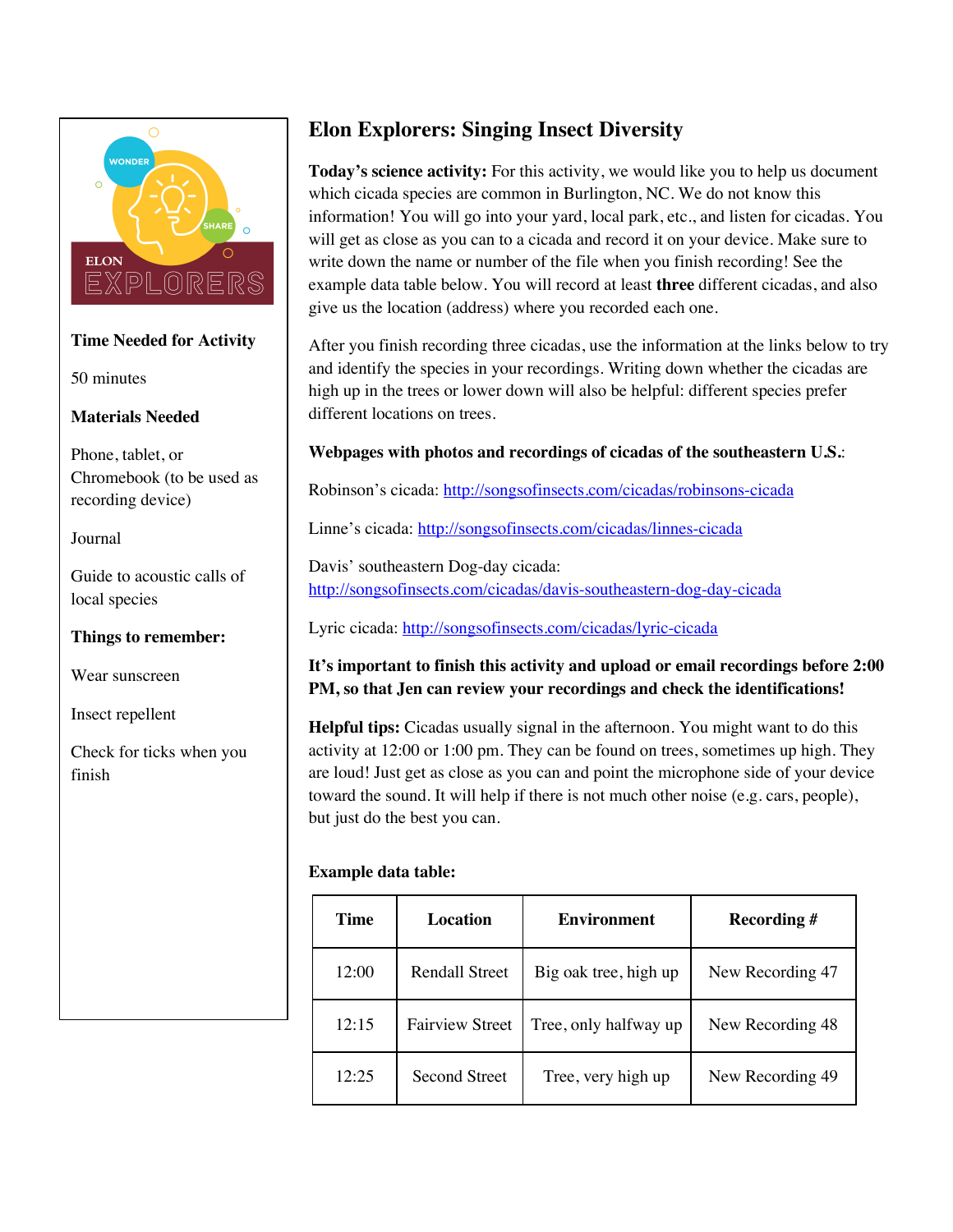ELON EXPLORERS

**Time Needed for Activity**

50 minutes

**Materials Needed**

Phone, tablet, or Chromebook (to be used as recording device)

Journal

Guide to acoustic calls of local species

**Things to remember:**

Wear sunscreen

Insect repellent

Check for ticks when you finish

# Elon Explorers: Singing Insect Diversity

**Today's science activity:** For this activity, we would like you to help us document which cicada species are common in Burlington, NC. We do not know this information! You will go into your yard, local park, etc., and listen for cicadas. You will get as close as you can to a cicada and record it on your device. Make sure to write down the name or number of the file when you finish recording! See the example data table below. You will record at least **three** different cicadas, and also give us the location (address) where you recorded each one.

After you finish recording three cicadas, use the information at the links below to try and identify the species in your recordings. Writing down whether the cicadas are high up in the trees or lower down will also be helpful: different species prefer different locations on trees.

**Webpages with photos and recordings of cicadas of the southeastern U.S.**:

Robinson's cicada: http://songsofinsects.com/cicadas/robinsons-cicada

Linne's cicada: http://songsofinsects.com/cicadas/linnes-cicada

Davis' southeastern Dog-day cicada: http://songsofinsects.com/cicadas/davis-southeastern-dog-day-cicada

Lyric cicada: http://songsofinsects.com/cicadas/lyric-cicada

**It's important to finish this activity and upload or email recordings before 2:00 PM, so that Jen can review your recordings and check the identifications!**

**Helpful tips:** Cicadas usually signal in the afternoon. You might want to do this activity at 12:00 or 1:00 pm. They can be found on trees, sometimes up high. They are loud! Just get as close as you can and point the microphone side of your device toward the sound. It will help if there is not much other noise (e.g. cars, people), but just do the best you can.

**Example data table:**

| Time | Location | Environment | Recording # |
|---|---|---|---|
| 12:00 | Rendall Street | Big oak tree, high up | New Recording 47 |
| 12:15 | Fairview Street | Tree, only halfway up | New Recording 48 |
| 12:25 | Second Street | Tree, very high up | New Recording 49 |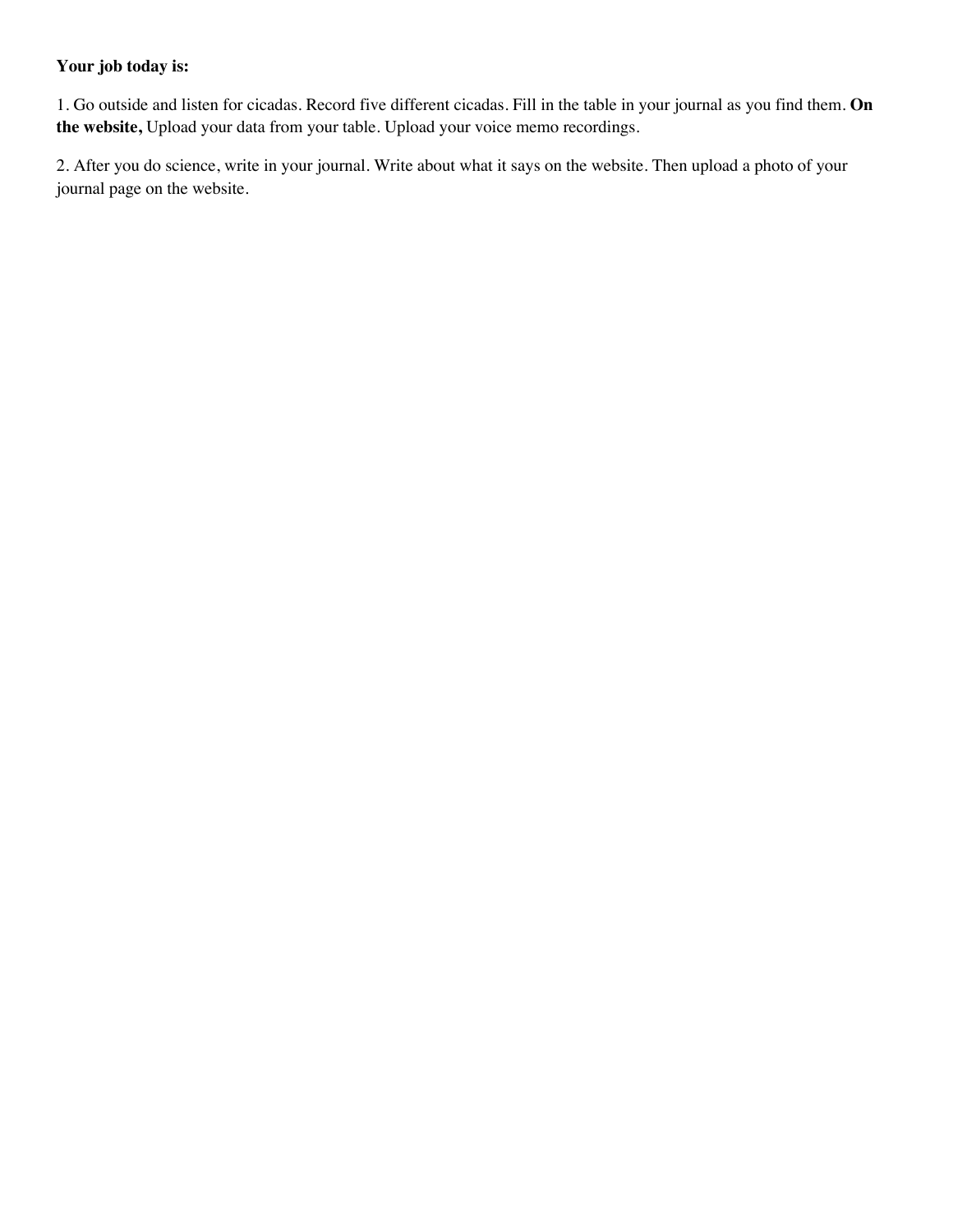**Your job today is:**

1. Go outside and listen for cicadas. Record five different cicadas. Fill in the table in your journal as you find them. **On the website,** Upload your data from your table. Upload your voice memo recordings.

2. After you do science, write in your journal. Write about what it says on the website. Then upload a photo of your journal page on the website.